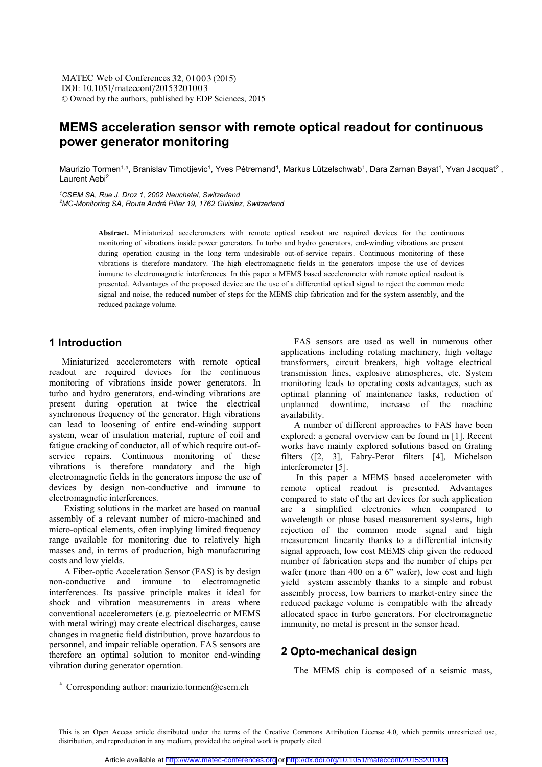# MEMS acceleration sensor with remote optical readout for continuous power generator monitoring

Maurizio Tormen[1,a], Branislav Timotijevic[1], Yves Pétremand[1], Markus Lützelschwab[1], Dara Zaman Bayat[1], Yvan Jacquat[2], Laurent Aebi[2]

[1]*CSEM SA, Rue J. Droz 1, 2002 Neuchatel, Switzerland*
[2]*MC-Monitoring SA, Route André Piller 19, 1762 Givisiez, Switzerland*

**Abstract.** Miniaturized accelerometers with remote optical readout are required devices for the continuous monitoring of vibrations inside power generators. In turbo and hydro generators, end-winding vibrations are present during operation causing in the long term undesirable out-of-service repairs. Continuous monitoring of these vibrations is therefore mandatory. The high electromagnetic fields in the generators impose the use of devices immune to electromagnetic interferences. In this paper a MEMS based accelerometer with remote optical readout is presented. Advantages of the proposed device are the use of a differential optical signal to reject the common mode signal and noise, the reduced number of steps for the MEMS chip fabrication and for the system assembly, and the reduced package volume.

## 1 Introduction

Miniaturized accelerometers with remote optical readout are required devices for the continuous monitoring of vibrations inside power generators. In turbo and hydro generators, end-winding vibrations are present during operation at twice the electrical synchronous frequency of the generator. High vibrations can lead to loosening of entire end-winding support system, wear of insulation material, rupture of coil and fatigue cracking of conductor, all of which require out-of-service repairs. Continuous monitoring of these vibrations is therefore mandatory and the high electromagnetic fields in the generators impose the use of devices by design non-conductive and immune to electromagnetic interferences.

Existing solutions in the market are based on manual assembly of a relevant number of micro-machined and micro-optical elements, often implying limited frequency range available for monitoring due to relatively high masses and, in terms of production, high manufacturing costs and low yields.

A Fiber-optic Acceleration Sensor (FAS) is by design non-conductive and immune to electromagnetic interferences. Its passive principle makes it ideal for shock and vibration measurements in areas where conventional accelerometers (e.g. piezoelectric or MEMS with metal wiring) may create electrical discharges, cause changes in magnetic field distribution, prove hazardous to personnel, and impair reliable operation. FAS sensors are therefore an optimal solution to monitor end-winding vibration during generator operation.

FAS sensors are used as well in numerous other applications including rotating machinery, high voltage transformers, circuit breakers, high voltage electrical transmission lines, explosive atmospheres, etc. System monitoring leads to operating costs advantages, such as optimal planning of maintenance tasks, reduction of unplanned downtime, increase of the machine availability.

A number of different approaches to FAS have been explored: a general overview can be found in [1]. Recent works have mainly explored solutions based on Grating filters ([2, 3], Fabry-Perot filters [4], Michelson interferometer [5].

In this paper a MEMS based accelerometer with remote optical readout is presented. Advantages compared to state of the art devices for such application are a simplified electronics when compared to wavelength or phase based measurement systems, high rejection of the common mode signal and high measurement linearity thanks to a differential intensity signal approach, low cost MEMS chip given the reduced number of fabrication steps and the number of chips per wafer (more than 400 on a 6" wafer), low cost and high yield system assembly thanks to a simple and robust assembly process, low barriers to market-entry since the reduced package volume is compatible with the already allocated space in turbo generators. For electromagnetic immunity, no metal is present in the sensor head.

## 2 Opto-mechanical design

The MEMS chip is composed of a seismic mass,

[a] Corresponding author: maurizio.tormen@csem.ch

This is an Open Access article distributed under the terms of the Creative Commons Attribution License 4.0, which permits unrestricted use, distribution, and reproduction in any medium, provided the original work is properly cited.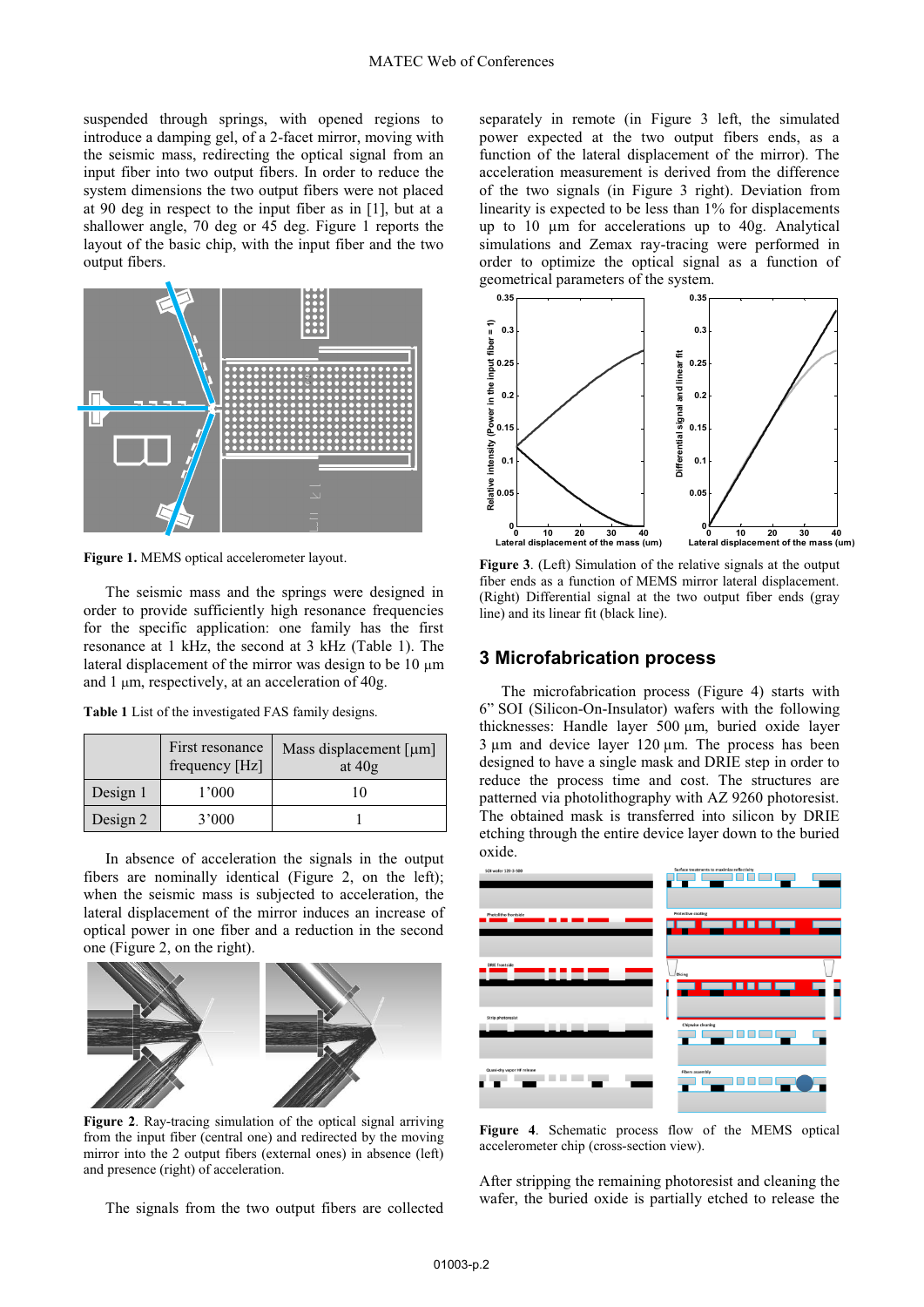suspended through springs, with opened regions to introduce a damping gel, of a 2-facet mirror, moving with the seismic mass, redirecting the optical signal from an input fiber into two output fibers. In order to reduce the system dimensions the two output fibers were not placed at 90 deg in respect to the input fiber as in [1], but at a shallower angle, 70 deg or 45 deg. Figure 1 reports the layout of the basic chip, with the input fiber and the two output fibers.

**Figure 1.** MEMS optical accelerometer layout.

The seismic mass and the springs were designed in order to provide sufficiently high resonance frequencies for the specific application: one family has the first resonance at 1 kHz, the second at 3 kHz (Table 1). The lateral displacement of the mirror was design to be 10 µm and 1 µm, respectively, at an acceleration of 40g.

**Table 1** List of the investigated FAS family designs.

| | First resonance frequency [Hz] | Mass displacement [µm] at 40g |
|---|---|---|
| Design 1 | 1'000 | 10 |
| Design 2 | 3'000 | 1 |

In absence of acceleration the signals in the output fibers are nominally identical (Figure 2, on the left); when the seismic mass is subjected to acceleration, the lateral displacement of the mirror induces an increase of optical power in one fiber and a reduction in the second one (Figure 2, on the right).

**Figure 2**. Ray-tracing simulation of the optical signal arriving from the input fiber (central one) and redirected by the moving mirror into the 2 output fibers (external ones) in absence (left) and presence (right) of acceleration.

The signals from the two output fibers are collected separately in remote (in Figure 3 left, the simulated power expected at the two output fibers ends, as a function of the lateral displacement of the mirror). The acceleration measurement is derived from the difference of the two signals (in Figure 3 right). Deviation from linearity is expected to be less than 1% for displacements up to 10 µm for accelerations up to 40g. Analytical simulations and Zemax ray-tracing were performed in order to optimize the optical signal as a function of geometrical parameters of the system.

**Figure 3**. (Left) Simulation of the relative signals at the output fiber ends as a function of MEMS mirror lateral displacement. (Right) Differential signal at the two output fiber ends (gray line) and its linear fit (black line).

## 3 Microfabrication process

The microfabrication process (Figure 4) starts with 6" SOI (Silicon-On-Insulator) wafers with the following thicknesses: Handle layer 500 µm, buried oxide layer 3 µm and device layer 120 µm. The process has been designed to have a single mask and DRIE step in order to reduce the process time and cost. The structures are patterned via photolithography with AZ 9260 photoresist. The obtained mask is transferred into silicon by DRIE etching through the entire device layer down to the buried oxide.

**Figure 4**. Schematic process flow of the MEMS optical accelerometer chip (cross-section view).

After stripping the remaining photoresist and cleaning the wafer, the buried oxide is partially etched to release the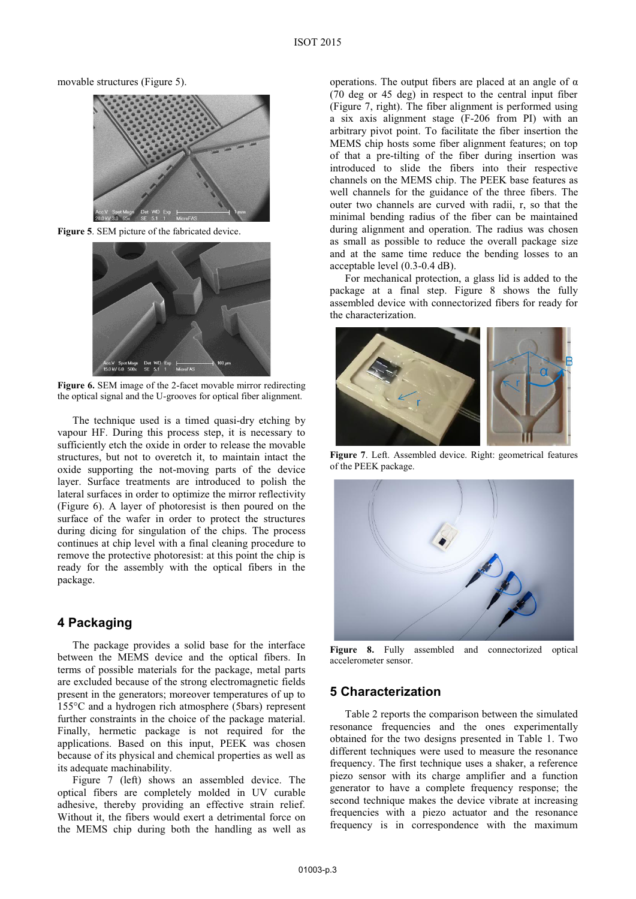movable structures (Figure 5).

**Figure 5**. SEM picture of the fabricated device.

**Figure 6.** SEM image of the 2-facet movable mirror redirecting the optical signal and the U-grooves for optical fiber alignment.

The technique used is a timed quasi-dry etching by vapour HF. During this process step, it is necessary to sufficiently etch the oxide in order to release the movable structures, but not to overetch it, to maintain intact the oxide supporting the not-moving parts of the device layer. Surface treatments are introduced to polish the lateral surfaces in order to optimize the mirror reflectivity (Figure 6). A layer of photoresist is then poured on the surface of the wafer in order to protect the structures during dicing for singulation of the chips. The process continues at chip level with a final cleaning procedure to remove the protective photoresist: at this point the chip is ready for the assembly with the optical fibers in the package.

## 4 Packaging

The package provides a solid base for the interface between the MEMS device and the optical fibers. In terms of possible materials for the package, metal parts are excluded because of the strong electromagnetic fields present in the generators; moreover temperatures of up to 155°C and a hydrogen rich atmosphere (5bars) represent further constraints in the choice of the package material. Finally, hermetic package is not required for the applications. Based on this input, PEEK was chosen because of its physical and chemical properties as well as its adequate machinability.

Figure 7 (left) shows an assembled device. The optical fibers are completely molded in UV curable adhesive, thereby providing an effective strain relief. Without it, the fibers would exert a detrimental force on the MEMS chip during both the handling as well as operations. The output fibers are placed at an angle of α (70 deg or 45 deg) in respect to the central input fiber (Figure 7, right). The fiber alignment is performed using a six axis alignment stage (F-206 from PI) with an arbitrary pivot point. To facilitate the fiber insertion the MEMS chip hosts some fiber alignment features; on top of that a pre-tilting of the fiber during insertion was introduced to slide the fibers into their respective channels on the MEMS chip. The PEEK base features as well channels for the guidance of the three fibers. The outer two channels are curved with radii, r, so that the minimal bending radius of the fiber can be maintained during alignment and operation. The radius was chosen as small as possible to reduce the overall package size and at the same time reduce the bending losses to an acceptable level (0.3-0.4 dB).

For mechanical protection, a glass lid is added to the package at a final step. Figure 8 shows the fully assembled device with connectorized fibers for ready for the characterization.

**Figure 7**. Left. Assembled device. Right: geometrical features of the PEEK package.

**Figure 8.** Fully assembled and connectorized optical accelerometer sensor.

## 5 Characterization

Table 2 reports the comparison between the simulated resonance frequencies and the ones experimentally obtained for the two designs presented in Table 1. Two different techniques were used to measure the resonance frequency. The first technique uses a shaker, a reference piezo sensor with its charge amplifier and a function generator to have a complete frequency response; the second technique makes the device vibrate at increasing frequencies with a piezo actuator and the resonance frequency is in correspondence with the maximum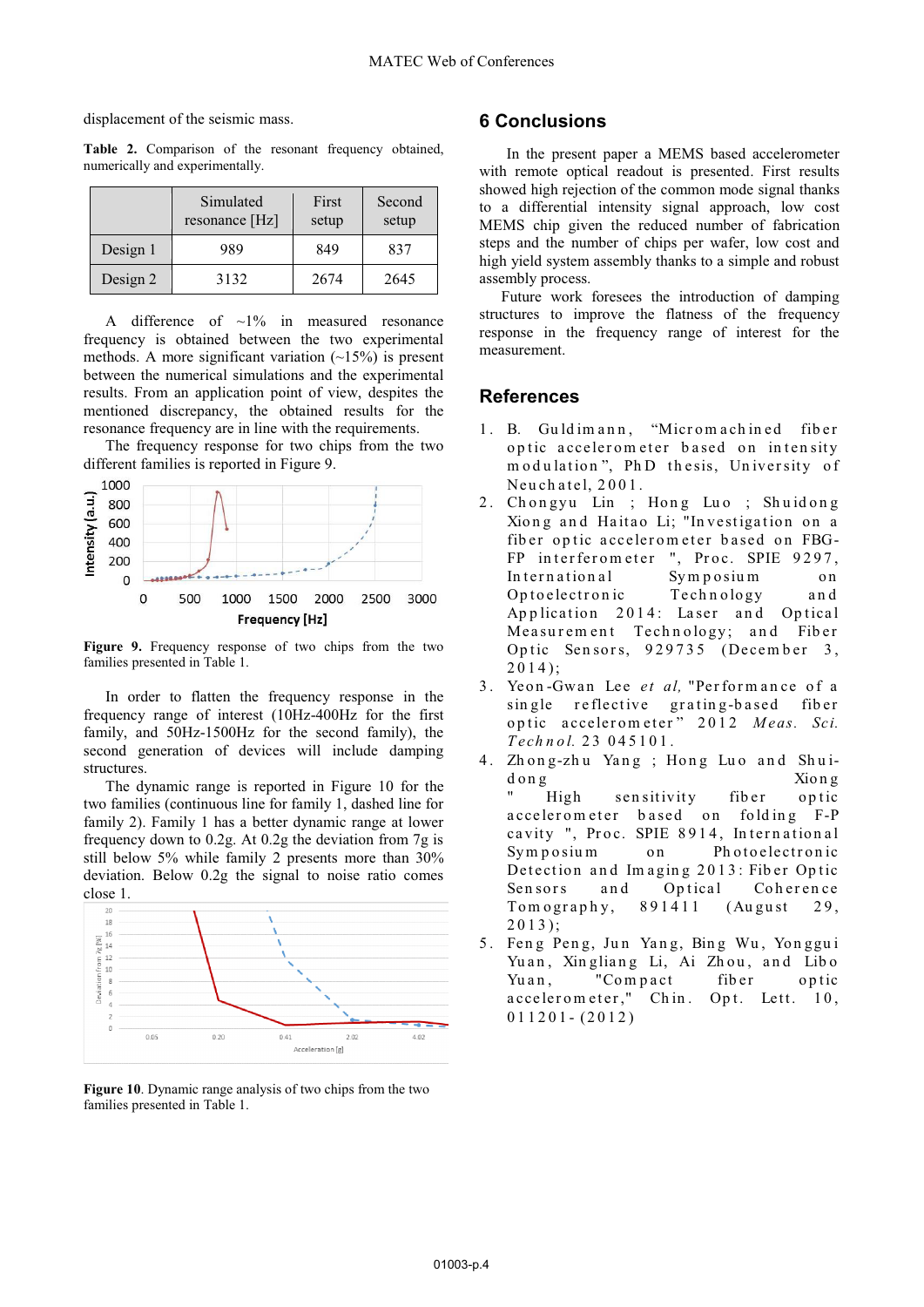displacement of the seismic mass.

**Table 2.** Comparison of the resonant frequency obtained, numerically and experimentally.

| | Simulated resonance [Hz] | First setup | Second setup |
|---|---|---|---|
| Design 1 | 989 | 849 | 837 |
| Design 2 | 3132 | 2674 | 2645 |

A difference of ~1% in measured resonance frequency is obtained between the two experimental methods. A more significant variation (~15%) is present between the numerical simulations and the experimental results. From an application point of view, despites the mentioned discrepancy, the obtained results for the resonance frequency are in line with the requirements.

The frequency response for two chips from the two different families is reported in Figure 9.

Intensity (a.u.)
1000
800
600
400
200
0
0 500 1000 1500 2000 2500 3000
Frequency [Hz]

**Figure 9.** Frequency response of two chips from the two families presented in Table 1.

In order to flatten the frequency response in the frequency range of interest (10Hz-400Hz for the first family, and 50Hz-1500Hz for the second family), the second generation of devices will include damping structures.

The dynamic range is reported in Figure 10 for the two families (continuous line for family 1, dashed line for family 2). Family 1 has a better dynamic range at lower frequency down to 0.2g. At 0.2g the deviation from 7g is still below 5% while family 2 presents more than 30% deviation. Below 0.2g the signal to noise ratio comes close 1.

Deviation from 7g [%]
20
18
16
14
12
10
8
6
4
2
0
0.05 0.20 0.41 2.02 4.02
Acceleration [g]

**Figure 10**. Dynamic range analysis of two chips from the two families presented in Table 1.

## 6 Conclusions

In the present paper a MEMS based accelerometer with remote optical readout is presented. First results showed high rejection of the common mode signal thanks to a differential intensity signal approach, low cost MEMS chip given the reduced number of fabrication steps and the number of chips per wafer, low cost and high yield system assembly thanks to a simple and robust assembly process.

Future work foresees the introduction of damping structures to improve the flatness of the frequency response in the frequency range of interest for the measurement.

## References

1. B. Guldimann, "Micromachined fiber optic accelerometer based on intensity modulation", PhD thesis, University of Neuchatel, 2001.
2. Chongyu Lin ; Hong Luo ; Shuidong Xiong and Haitao Li; "Investigation on a fiber optic accelerometer based on FBG-FP interferometer ", Proc. SPIE 9297, International Symposium on Optoelectronic Technology and Application 2014: Laser and Optical Measurement Technology; and Fiber Optic Sensors, 929735 (December 3, 2014);
3. Yeon-Gwan Lee *et al,* "Performance of a single reflective grating-based fiber optic accelerometer" 2012 *Meas. Sci. Technol.* 23 045101.
4. Zhong-zhu Yang ; Hong Luo and Shui-dong Xiong " High sensitivity fiber optic accelerometer based on folding F-P cavity ", Proc. SPIE 8914, International Symposium on Photoelectronic Detection and Imaging 2013: Fiber Optic Sensors and Optical Coherence Tomography, 891411 (August 29, 2013);
5. Feng Peng, Jun Yang, Bing Wu, Yonggui Yuan, Xingliang Li, Ai Zhou, and Libo Yuan, "Compact fiber optic accelerometer," Chin. Opt. Lett. 10, 011201- (2012)